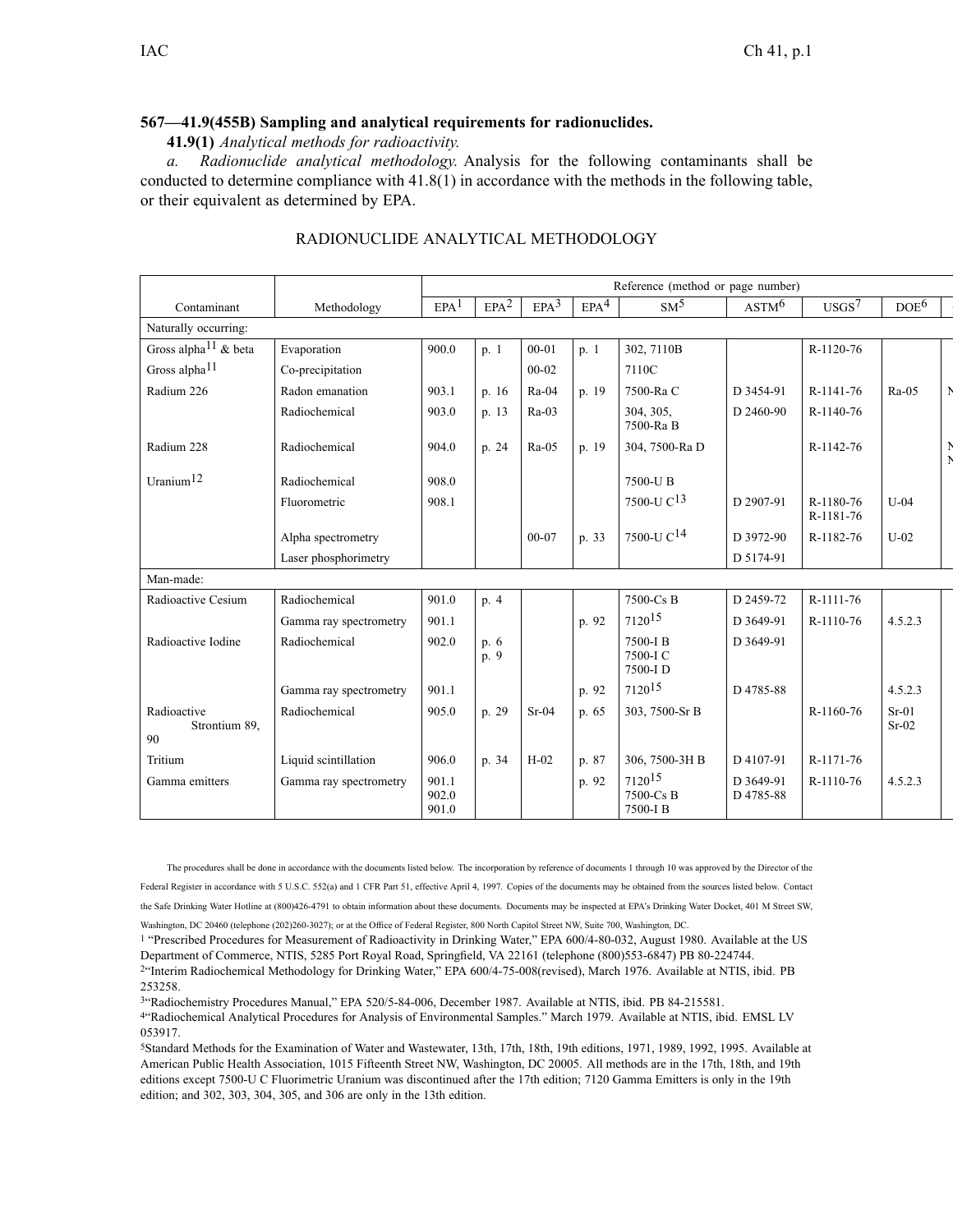**567—41.9(455B) Sampling and analytical requirements for radionuclides.**

**41.9(1)** *Analytical methods for radioactivity.*

*a. Radionuclide analytical methodology.* Analysis for the following contaminants shall be conducted to determine compliance with 41.8(1) in accordance with the methods in the following table, or their equivalent as determined by EPA.

RADIONUCLIDE ANALYTICAL METHODOLOGY

| Contaminant | Methodology | Reference (method or page number) | | | | | | | |
|---|---|---|---|---|---|---|---|---|---|
| | | EPA[1] | EPA[2] | EPA[3] | EPA[4] | SM[5] | ASTM[6] | USGS[7] | DOE[6] |
| Naturally occurring: | | | | | | | | | |
| Gross alpha[11] & beta | Evaporation | 900.0 | p. 1 | 00-01 | p. 1 | 302, 7110B | | R-1120-76 | |
| Gross alpha[11] | Co-precipitation | | | 00-02 | | 7110C | | | |
| Radium 226 | Radon emanation | 903.1 | p. 16 | Ra-04 | p. 19 | 7500-Ra C | D 3454-91 | R-1141-76 | Ra-05 |
| | Radiochemical | 903.0 | p. 13 | Ra-03 | | 304, 305, 7500-Ra B | D 2460-90 | R-1140-76 | |
| Radium 228 | Radiochemical | 904.0 | p. 24 | Ra-05 | p. 19 | 304, 7500-Ra D | | R-1142-76 | |
| Uranium[12] | Radiochemical | 908.0 | | | | 7500-U B | | | |
| | Fluorometric | 908.1 | | | | 7500-U C[13] | D 2907-91 | R-1180-76 R-1181-76 | U-04 |
| | Alpha spectrometry | | | 00-07 | p. 33 | 7500-U C[14] | D 3972-90 | R-1182-76 | U-02 |
| | Laser phosphorimetry | | | | | | D 5174-91 | | |
| Man-made: | | | | | | | | | |
| Radioactive Cesium | Radiochemical | 901.0 | p. 4 | | | 7500-Cs B | D 2459-72 | R-1111-76 | |
| | Gamma ray spectrometry | 901.1 | | | p. 92 | 7120[15] | D 3649-91 | R-1110-76 | 4.5.2.3 |
| Radioactive Iodine | Radiochemical | 902.0 | p. 6 p. 9 | | | 7500-I B 7500-I C 7500-I D | D 3649-91 | | |
| | Gamma ray spectrometry | 901.1 | | | p. 92 | 7120[15] | D 4785-88 | | 4.5.2.3 |
| Radioactive Strontium 89, 90 | Radiochemical | 905.0 | p. 29 | Sr-04 | p. 65 | 303, 7500-Sr B | | R-1160-76 | Sr-01 Sr-02 |
| Tritium | Liquid scintillation | 906.0 | p. 34 | H-02 | p. 87 | 306, 7500-3H B | D 4107-91 | R-1171-76 | |
| Gamma emitters | Gamma ray spectrometry | 901.1 902.0 901.0 | | | p. 92 | 7120[15] 7500-Cs B 7500-I B | D 3649-91 D 4785-88 | R-1110-76 | 4.5.2.3 |

The procedures shall be done in accordance with the documents listed below. The incorporation by reference of documents 1 through 10 was approved by the Director of the Federal Register in accordance with 5 U.S.C. 552(a) and 1 CFR Part 51, effective April 4, 1997. Copies of the documents may be obtained from the sources listed below. Contact the Safe Drinking Water Hotline at (800)426-4791 to obtain information about these documents. Documents may be inspected at EPA's Drinking Water Docket, 401 M Street SW, Washington, DC 20460 (telephone (202)260-3027); or at the Office of Federal Register, 800 North Capitol Street NW, Suite 700, Washington, DC.

[1] "Prescribed Procedures for Measurement of Radioactivity in Drinking Water," EPA 600/4-80-032, August 1980. Available at the US Department of Commerce, NTIS, 5285 Port Royal Road, Springfield, VA 22161 (telephone (800)553-6847) PB 80-224744.

[2] "Interim Radiochemical Methodology for Drinking Water," EPA 600/4-75-008(revised), March 1976. Available at NTIS, ibid. PB 253258.

[3] "Radiochemistry Procedures Manual," EPA 520/5-84-006, December 1987. Available at NTIS, ibid. PB 84-215581.

[4] "Radiochemical Analytical Procedures for Analysis of Environmental Samples." March 1979. Available at NTIS, ibid. EMSL LV 053917.

[5] Standard Methods for the Examination of Water and Wastewater, 13th, 17th, 18th, 19th editions, 1971, 1989, 1992, 1995. Available at American Public Health Association, 1015 Fifteenth Street NW, Washington, DC 20005. All methods are in the 17th, 18th, and 19th editions except 7500-U C Fluorimetric Uranium was discontinued after the 17th edition; 7120 Gamma Emitters is only in the 19th edition; and 302, 303, 304, 305, and 306 are only in the 13th edition.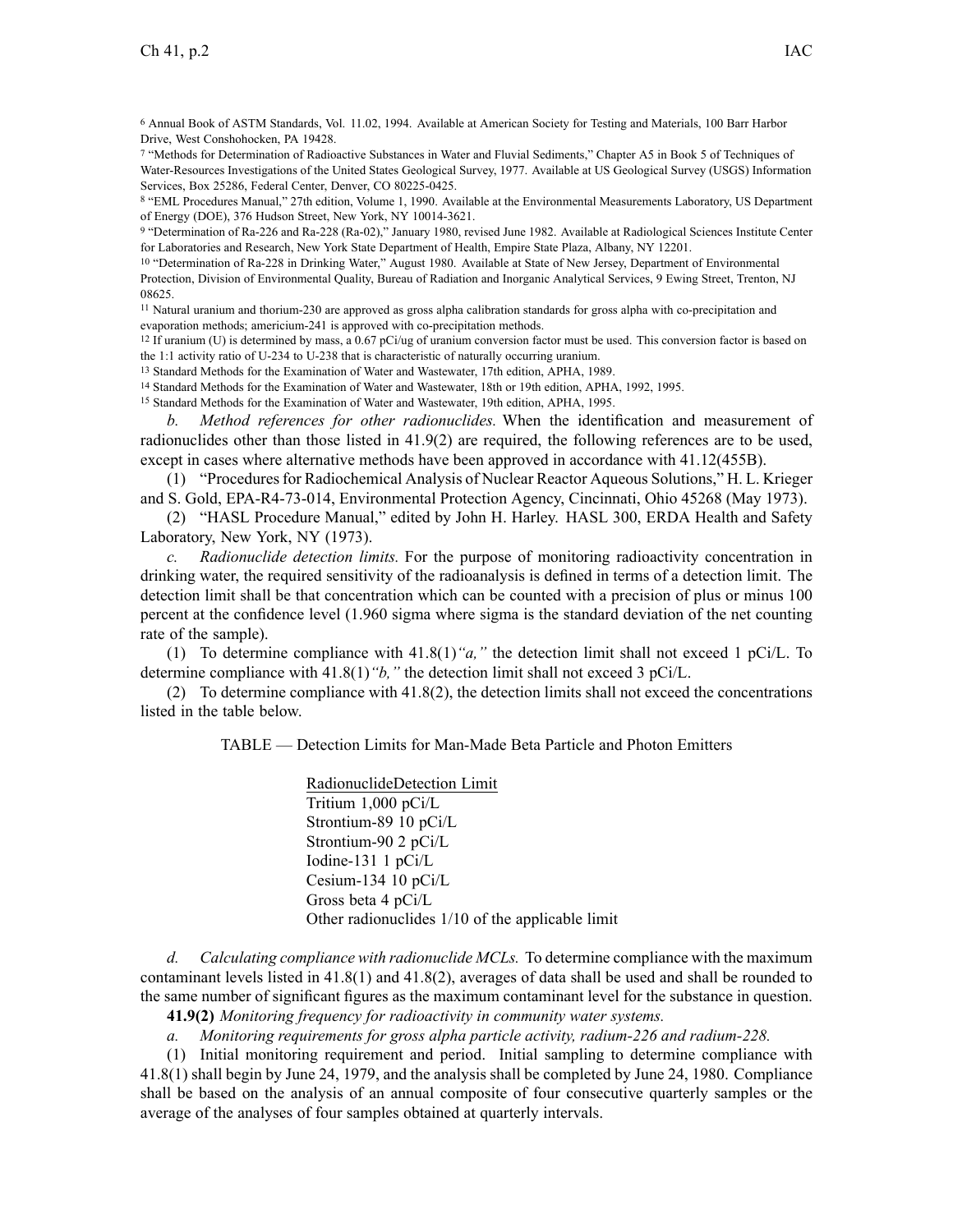[6] Annual Book of ASTM Standards, Vol. 11.02, 1994. Available at American Society for Testing and Materials, 100 Barr Harbor Drive, West Conshohocken, PA 19428.

[7] "Methods for Determination of Radioactive Substances in Water and Fluvial Sediments," Chapter A5 in Book 5 of Techniques of Water-Resources Investigations of the United States Geological Survey, 1977. Available at US Geological Survey (USGS) Information Services, Box 25286, Federal Center, Denver, CO 80225-0425.

[8] "EML Procedures Manual," 27th edition, Volume 1, 1990. Available at the Environmental Measurements Laboratory, US Department of Energy (DOE), 376 Hudson Street, New York, NY 10014-3621.

[9] "Determination of Ra-226 and Ra-228 (Ra-02)," January 1980, revised June 1982. Available at Radiological Sciences Institute Center for Laboratories and Research, New York State Department of Health, Empire State Plaza, Albany, NY 12201.

[10] "Determination of Ra-228 in Drinking Water," August 1980. Available at State of New Jersey, Department of Environmental Protection, Division of Environmental Quality, Bureau of Radiation and Inorganic Analytical Services, 9 Ewing Street, Trenton, NJ 08625.

[11] Natural uranium and thorium-230 are approved as gross alpha calibration standards for gross alpha with co-precipitation and evaporation methods; americium-241 is approved with co-precipitation methods.

[12] If uranium (U) is determined by mass, a 0.67 pCi/ug of uranium conversion factor must be used. This conversion factor is based on the 1:1 activity ratio of U-234 to U-238 that is characteristic of naturally occurring uranium.

[13] Standard Methods for the Examination of Water and Wastewater, 17th edition, APHA, 1989.

[14] Standard Methods for the Examination of Water and Wastewater, 18th or 19th edition, APHA, 1992, 1995.

[15] Standard Methods for the Examination of Water and Wastewater, 19th edition, APHA, 1995.

*b. Method references for other radionuclides.* When the identification and measurement of radionuclides other than those listed in 41.9(2) are required, the following references are to be used, except in cases where alternative methods have been approved in accordance with 41.12(455B).

(1) "Procedures for Radiochemical Analysis of Nuclear Reactor Aqueous Solutions," H. L. Krieger and S. Gold, EPA-R4-73-014, Environmental Protection Agency, Cincinnati, Ohio 45268 (May 1973).

(2) "HASL Procedure Manual," edited by John H. Harley. HASL 300, ERDA Health and Safety Laboratory, New York, NY (1973).

*c. Radionuclide detection limits.* For the purpose of monitoring radioactivity concentration in drinking water, the required sensitivity of the radioanalysis is defined in terms of a detection limit. The detection limit shall be that concentration which can be counted with a precision of plus or minus 100 percent at the confidence level (1.960 sigma where sigma is the standard deviation of the net counting rate of the sample).

(1) To determine compliance with 41.8(1)*"a,"* the detection limit shall not exceed 1 pCi/L. To determine compliance with 41.8(1)*"b,"* the detection limit shall not exceed 3 pCi/L.

(2) To determine compliance with 41.8(2), the detection limits shall not exceed the concentrations listed in the table below.

TABLE — Detection Limits for Man-Made Beta Particle and Photon Emitters

| Radionuclide | Detection Limit |
|---|---|
| Tritium | 1,000 pCi/L |
| Strontium-89 | 10 pCi/L |
| Strontium-90 | 2 pCi/L |
| Iodine-131 | 1 pCi/L |
| Cesium-134 | 10 pCi/L |
| Gross beta | 4 pCi/L |
| Other radionuclides | 1/10 of the applicable limit |

*d. Calculating compliance with radionuclide MCLs.* To determine compliance with the maximum contaminant levels listed in 41.8(1) and 41.8(2), averages of data shall be used and shall be rounded to the same number of significant figures as the maximum contaminant level for the substance in question.

**41.9(2)** *Monitoring frequency for radioactivity in community water systems.*

*a. Monitoring requirements for gross alpha particle activity, radium-226 and radium-228.*

(1) Initial monitoring requirement and period. Initial sampling to determine compliance with 41.8(1) shall begin by June 24, 1979, and the analysis shall be completed by June 24, 1980. Compliance shall be based on the analysis of an annual composite of four consecutive quarterly samples or the average of the analyses of four samples obtained at quarterly intervals.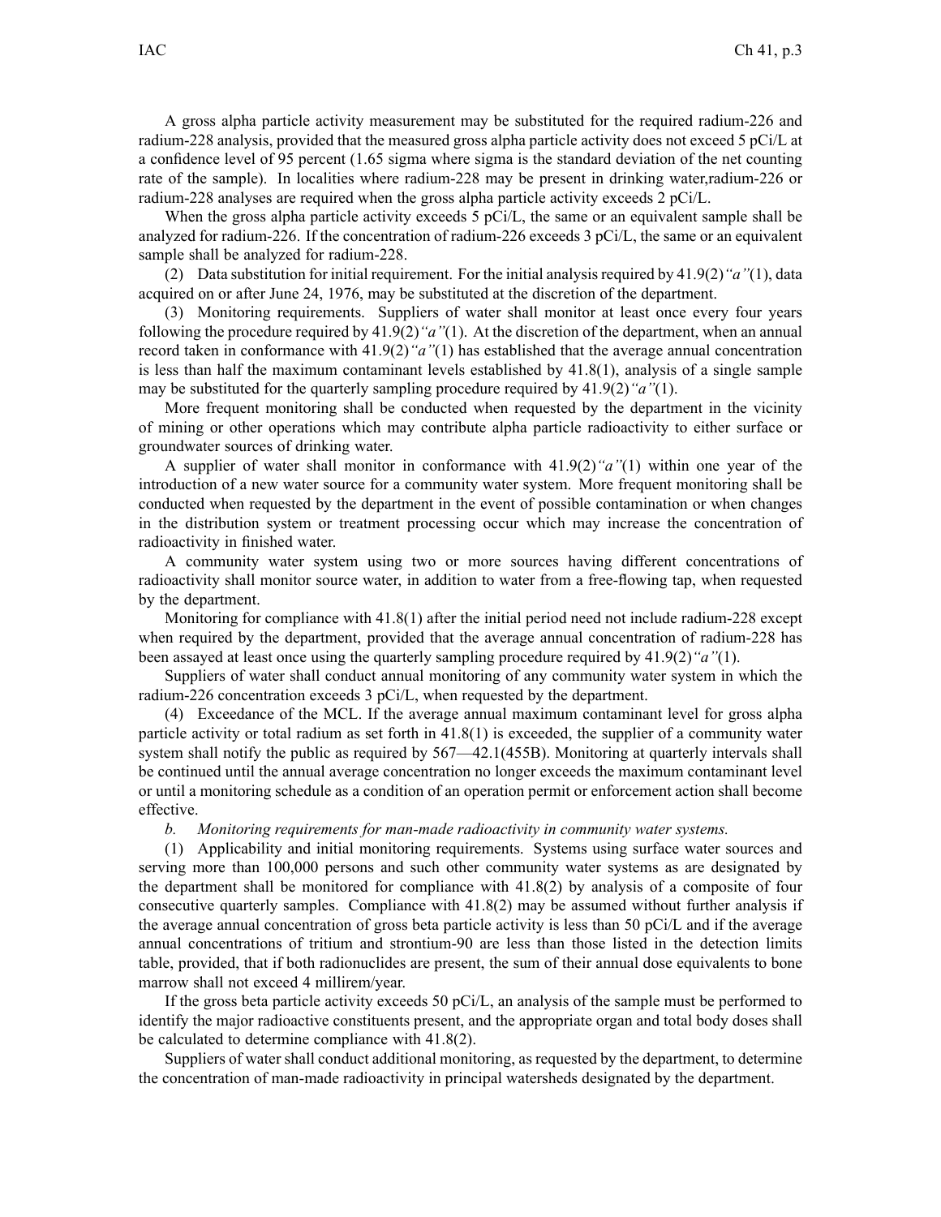A gross alpha particle activity measurement may be substituted for the required radium-226 and radium-228 analysis, provided that the measured gross alpha particle activity does not exceed 5 pCi/L at a confidence level of 95 percent (1.65 sigma where sigma is the standard deviation of the net counting rate of the sample). In localities where radium-228 may be present in drinking water,radium-226 or radium-228 analyses are required when the gross alpha particle activity exceeds 2 pCi/L.

When the gross alpha particle activity exceeds 5 pCi/L, the same or an equivalent sample shall be analyzed for radium-226. If the concentration of radium-226 exceeds 3 pCi/L, the same or an equivalent sample shall be analyzed for radium-228.

(2) Data substitution for initial requirement. For the initial analysis required by 41.9(2)*"a"*(1), data acquired on or after June 24, 1976, may be substituted at the discretion of the department.

(3) Monitoring requirements. Suppliers of water shall monitor at least once every four years following the procedure required by 41.9(2)*"a"*(1). At the discretion of the department, when an annual record taken in conformance with 41.9(2)*"a"*(1) has established that the average annual concentration is less than half the maximum contaminant levels established by 41.8(1), analysis of a single sample may be substituted for the quarterly sampling procedure required by 41.9(2)*"a"*(1).

More frequent monitoring shall be conducted when requested by the department in the vicinity of mining or other operations which may contribute alpha particle radioactivity to either surface or groundwater sources of drinking water.

A supplier of water shall monitor in conformance with 41.9(2)*"a"*(1) within one year of the introduction of a new water source for a community water system. More frequent monitoring shall be conducted when requested by the department in the event of possible contamination or when changes in the distribution system or treatment processing occur which may increase the concentration of radioactivity in finished water.

A community water system using two or more sources having different concentrations of radioactivity shall monitor source water, in addition to water from a free-flowing tap, when requested by the department.

Monitoring for compliance with 41.8(1) after the initial period need not include radium-228 except when required by the department, provided that the average annual concentration of radium-228 has been assayed at least once using the quarterly sampling procedure required by 41.9(2)*"a"*(1).

Suppliers of water shall conduct annual monitoring of any community water system in which the radium-226 concentration exceeds 3 pCi/L, when requested by the department.

(4) Exceedance of the MCL. If the average annual maximum contaminant level for gross alpha particle activity or total radium as set forth in 41.8(1) is exceeded, the supplier of a community water system shall notify the public as required by 567—42.1(455B). Monitoring at quarterly intervals shall be continued until the annual average concentration no longer exceeds the maximum contaminant level or until a monitoring schedule as a condition of an operation permit or enforcement action shall become effective.

*b. Monitoring requirements for man-made radioactivity in community water systems.*

(1) Applicability and initial monitoring requirements. Systems using surface water sources and serving more than 100,000 persons and such other community water systems as are designated by the department shall be monitored for compliance with 41.8(2) by analysis of a composite of four consecutive quarterly samples. Compliance with 41.8(2) may be assumed without further analysis if the average annual concentration of gross beta particle activity is less than 50 pCi/L and if the average annual concentrations of tritium and strontium-90 are less than those listed in the detection limits table, provided, that if both radionuclides are present, the sum of their annual dose equivalents to bone marrow shall not exceed 4 millirem/year.

If the gross beta particle activity exceeds 50 pCi/L, an analysis of the sample must be performed to identify the major radioactive constituents present, and the appropriate organ and total body doses shall be calculated to determine compliance with 41.8(2).

Suppliers of water shall conduct additional monitoring, as requested by the department, to determine the concentration of man-made radioactivity in principal watersheds designated by the department.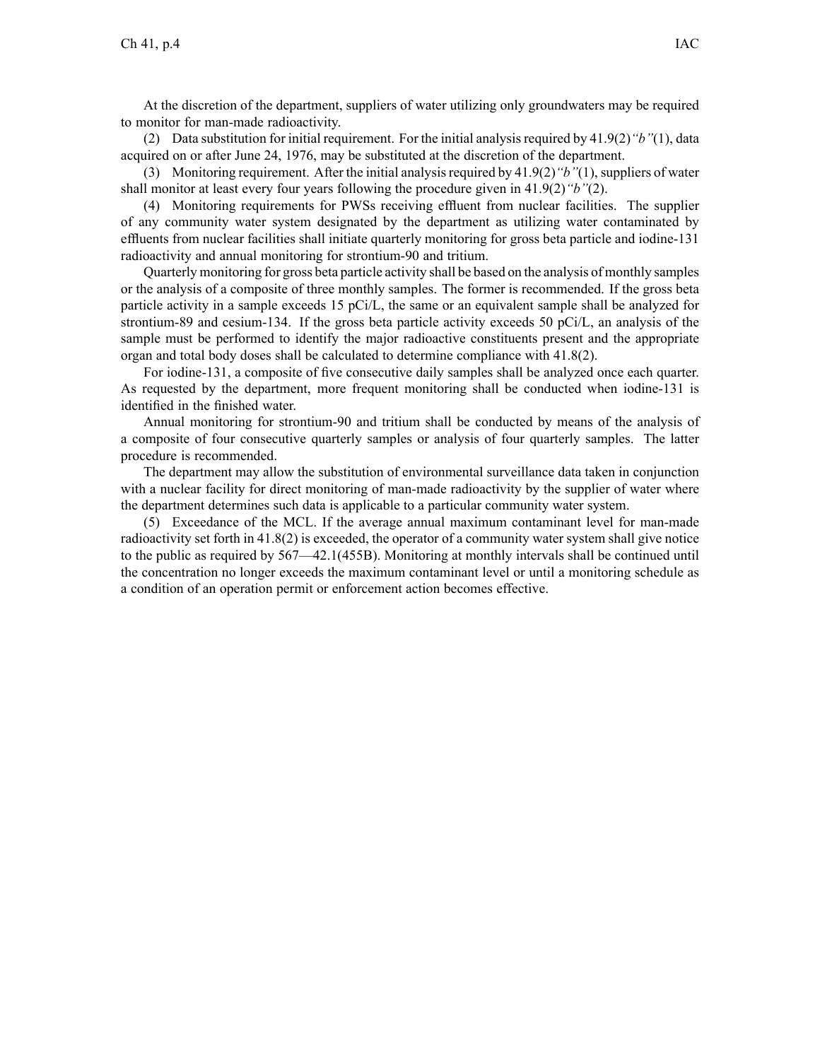At the discretion of the department, suppliers of water utilizing only groundwaters may be required to monitor for man-made radioactivity.

(2) Data substitution for initial requirement. For the initial analysis required by 41.9(2)*"b"*(1), data acquired on or after June 24, 1976, may be substituted at the discretion of the department.

(3) Monitoring requirement. After the initial analysis required by 41.9(2)*"b"*(1), suppliers of water shall monitor at least every four years following the procedure given in 41.9(2)*"b"*(2).

(4) Monitoring requirements for PWSs receiving effluent from nuclear facilities. The supplier of any community water system designated by the department as utilizing water contaminated by effluents from nuclear facilities shall initiate quarterly monitoring for gross beta particle and iodine-131 radioactivity and annual monitoring for strontium-90 and tritium.

Quarterly monitoring for gross beta particle activity shall be based on the analysis of monthly samples or the analysis of a composite of three monthly samples. The former is recommended. If the gross beta particle activity in a sample exceeds 15 pCi/L, the same or an equivalent sample shall be analyzed for strontium-89 and cesium-134. If the gross beta particle activity exceeds 50 pCi/L, an analysis of the sample must be performed to identify the major radioactive constituents present and the appropriate organ and total body doses shall be calculated to determine compliance with 41.8(2).

For iodine-131, a composite of five consecutive daily samples shall be analyzed once each quarter. As requested by the department, more frequent monitoring shall be conducted when iodine-131 is identified in the finished water.

Annual monitoring for strontium-90 and tritium shall be conducted by means of the analysis of a composite of four consecutive quarterly samples or analysis of four quarterly samples. The latter procedure is recommended.

The department may allow the substitution of environmental surveillance data taken in conjunction with a nuclear facility for direct monitoring of man-made radioactivity by the supplier of water where the department determines such data is applicable to a particular community water system.

(5) Exceedance of the MCL. If the average annual maximum contaminant level for man-made radioactivity set forth in 41.8(2) is exceeded, the operator of a community water system shall give notice to the public as required by 567—42.1(455B). Monitoring at monthly intervals shall be continued until the concentration no longer exceeds the maximum contaminant level or until a monitoring schedule as a condition of an operation permit or enforcement action becomes effective.